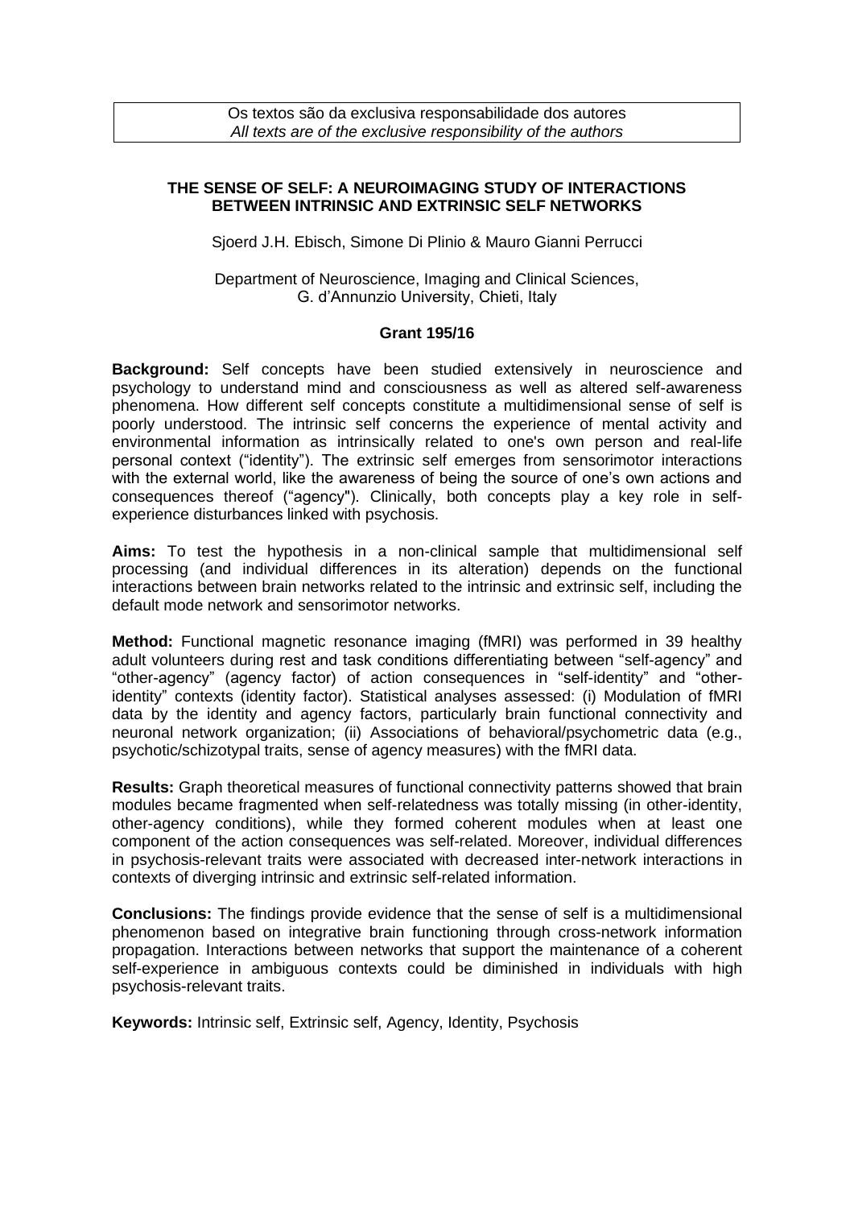Os textos são da exclusiva responsabilidade dos autores
*All texts are of the exclusive responsibility of the authors*

# THE SENSE OF SELF: A NEUROIMAGING STUDY OF INTERACTIONS BETWEEN INTRINSIC AND EXTRINSIC SELF NETWORKS

Sjoerd J.H. Ebisch, Simone Di Plinio & Mauro Gianni Perrucci

Department of Neuroscience, Imaging and Clinical Sciences, G. d'Annunzio University, Chieti, Italy

**Grant 195/16**

**Background:** Self concepts have been studied extensively in neuroscience and psychology to understand mind and consciousness as well as altered self-awareness phenomena. How different self concepts constitute a multidimensional sense of self is poorly understood. The intrinsic self concerns the experience of mental activity and environmental information as intrinsically related to one's own person and real-life personal context ("identity"). The extrinsic self emerges from sensorimotor interactions with the external world, like the awareness of being the source of one's own actions and consequences thereof ("agency"). Clinically, both concepts play a key role in self-experience disturbances linked with psychosis.

**Aims:** To test the hypothesis in a non-clinical sample that multidimensional self processing (and individual differences in its alteration) depends on the functional interactions between brain networks related to the intrinsic and extrinsic self, including the default mode network and sensorimotor networks.

**Method:** Functional magnetic resonance imaging (fMRI) was performed in 39 healthy adult volunteers during rest and task conditions differentiating between "self-agency" and "other-agency" (agency factor) of action consequences in "self-identity" and "other-identity" contexts (identity factor). Statistical analyses assessed: (i) Modulation of fMRI data by the identity and agency factors, particularly brain functional connectivity and neuronal network organization; (ii) Associations of behavioral/psychometric data (e.g., psychotic/schizotypal traits, sense of agency measures) with the fMRI data.

**Results:** Graph theoretical measures of functional connectivity patterns showed that brain modules became fragmented when self-relatedness was totally missing (in other-identity, other-agency conditions), while they formed coherent modules when at least one component of the action consequences was self-related. Moreover, individual differences in psychosis-relevant traits were associated with decreased inter-network interactions in contexts of diverging intrinsic and extrinsic self-related information.

**Conclusions:** The findings provide evidence that the sense of self is a multidimensional phenomenon based on integrative brain functioning through cross-network information propagation. Interactions between networks that support the maintenance of a coherent self-experience in ambiguous contexts could be diminished in individuals with high psychosis-relevant traits.

**Keywords:** Intrinsic self, Extrinsic self, Agency, Identity, Psychosis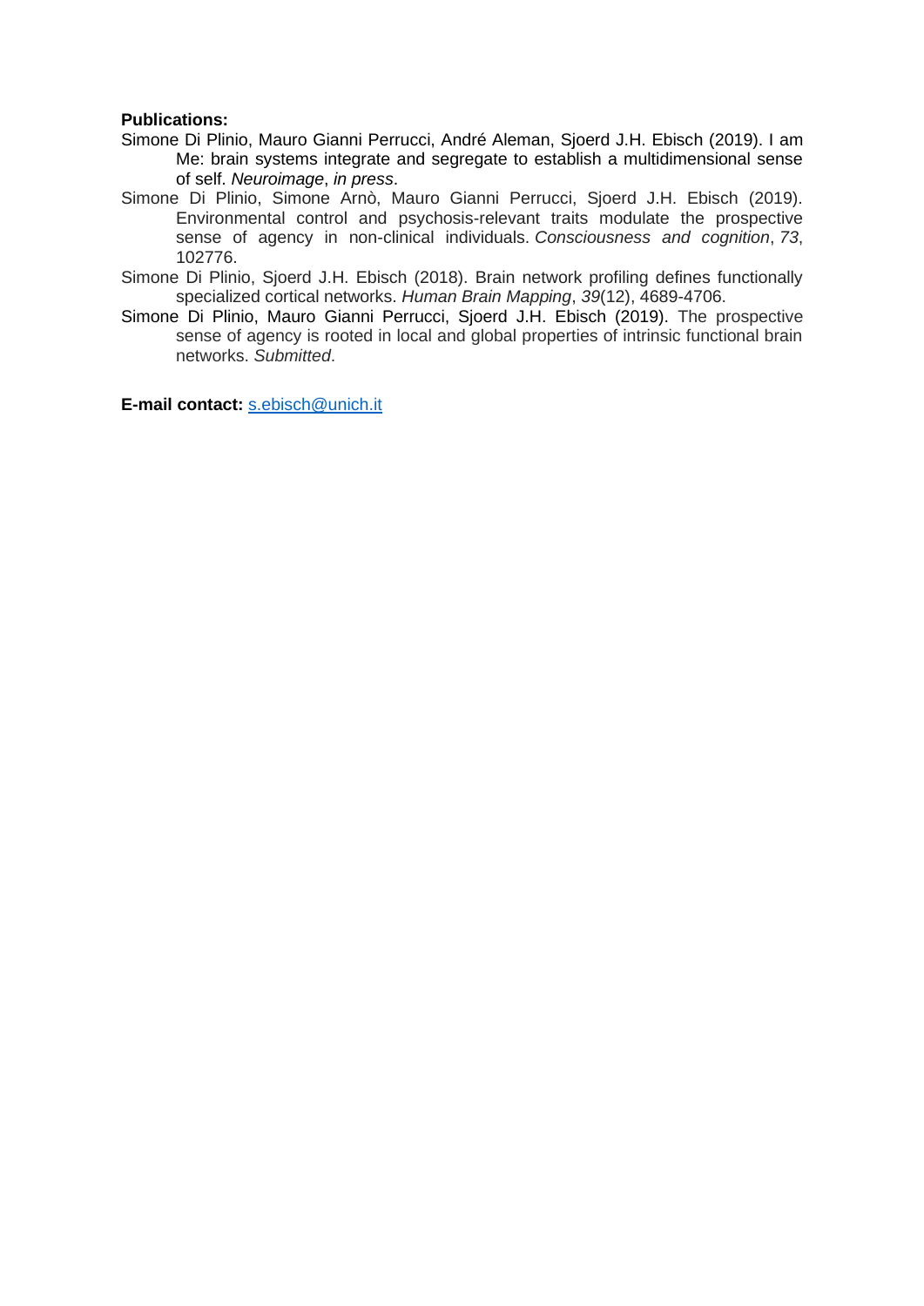**Publications:**

Simone Di Plinio, Mauro Gianni Perrucci, André Aleman, Sjoerd J.H. Ebisch (2019). I am Me: brain systems integrate and segregate to establish a multidimensional sense of self. *Neuroimage*, *in press*.

Simone Di Plinio, Simone Arnò, Mauro Gianni Perrucci, Sjoerd J.H. Ebisch (2019). Environmental control and psychosis-relevant traits modulate the prospective sense of agency in non-clinical individuals. *Consciousness and cognition*, *73*, 102776.

Simone Di Plinio, Sjoerd J.H. Ebisch (2018). Brain network profiling defines functionally specialized cortical networks. *Human Brain Mapping*, *39*(12), 4689-4706.

Simone Di Plinio, Mauro Gianni Perrucci, Sjoerd J.H. Ebisch (2019). The prospective sense of agency is rooted in local and global properties of intrinsic functional brain networks. *Submitted*.

**E-mail contact:** s.ebisch@unich.it